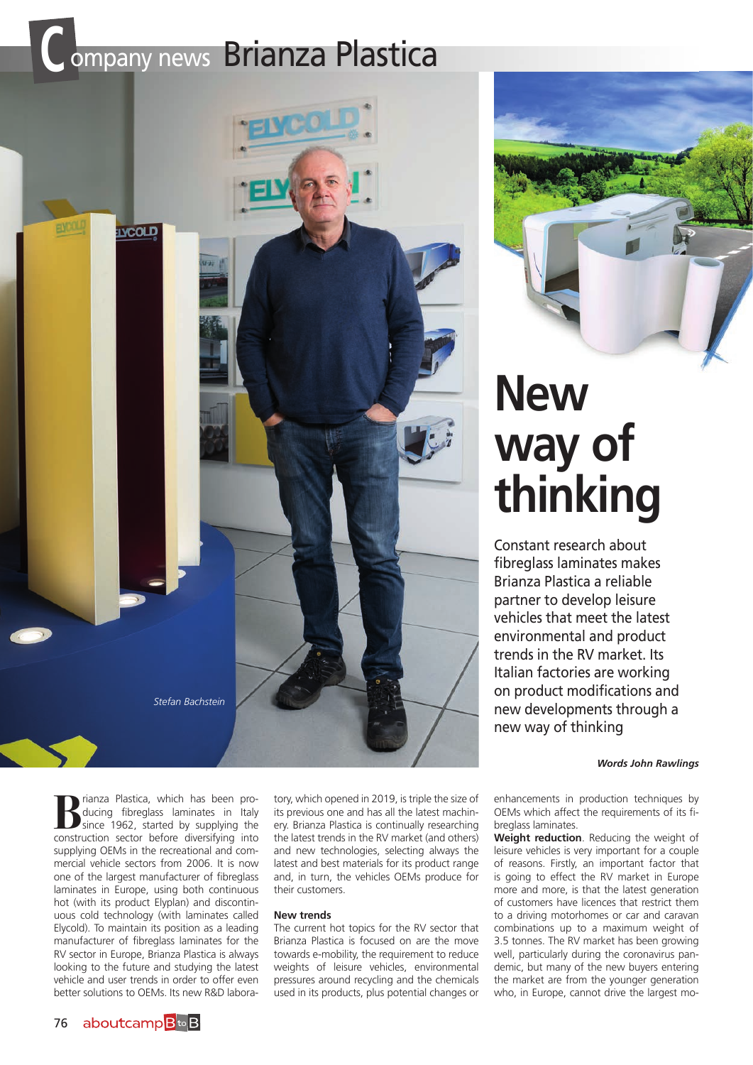# Brianza Plastica

*Stefan Bachstein*

# New way of thinking

Constant research about fibreglass laminates makes Brianza Plastica a reliable partner to develop leisure vehicles that meet the latest environmental and product trends in the RV market. Its Italian factories are working on product modifications and new developments through a new way of thinking

***Words John Rawlings***

Brianza Plastica, which has been producing fibreglass laminates in Italy since 1962, started by supplying the construction sector before diversifying into supplying OEMs in the recreational and commercial vehicle sectors from 2006. It is now one of the largest manufacturer of fibreglass laminates in Europe, using both continuous hot (with its product Elyplan) and discontinuous cold technology (with laminates called Elycold). To maintain its position as a leading manufacturer of fibreglass laminates for the RV sector in Europe, Brianza Plastica is always looking to the future and studying the latest vehicle and user trends in order to offer even better solutions to OEMs. Its new R&D laboratory, which opened in 2019, is triple the size of its previous one and has all the latest machinery. Brianza Plastica is continually researching the latest trends in the RV market (and others) and new technologies, selecting always the latest and best materials for its product range and, in turn, the vehicles OEMs produce for their customers.

**New trends**

The current hot topics for the RV sector that Brianza Plastica is focused on are the move towards e-mobility, the requirement to reduce weights of leisure vehicles, environmental pressures around recycling and the chemicals used in its products, plus potential changes or enhancements in production techniques by OEMs which affect the requirements of its fibreglass laminates.

**Weight reduction**. Reducing the weight of leisure vehicles is very important for a couple of reasons. Firstly, an important factor that is going to effect the RV market in Europe more and more, is that the latest generation of customers have licences that restrict them to a driving motorhomes or car and caravan combinations up to a maximum weight of 3.5 tonnes. The RV market has been growing well, particularly during the coronavirus pandemic, but many of the new buyers entering the market are from the younger generation who, in Europe, cannot drive the largest mo-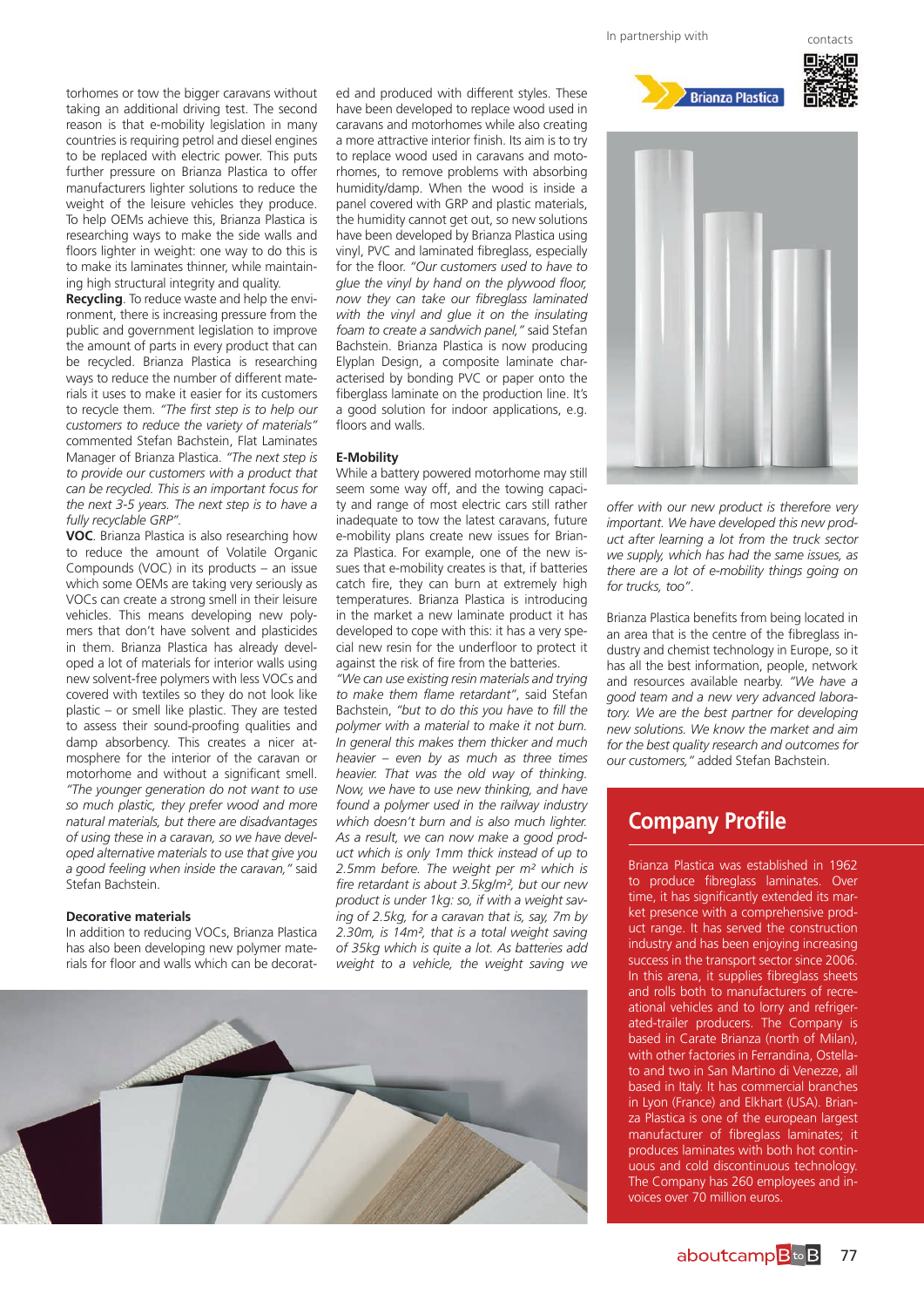torhomes or tow the bigger caravans without taking an additional driving test. The second reason is that e-mobility legislation in many countries is requiring petrol and diesel engines to be replaced with electric power. This puts further pressure on Brianza Plastica to offer manufacturers lighter solutions to reduce the weight of the leisure vehicles they produce. To help OEMs achieve this, Brianza Plastica is researching ways to make the side walls and floors lighter in weight: one way to do this is to make its laminates thinner, while maintaining high structural integrity and quality.

**Recycling**. To reduce waste and help the environment, there is increasing pressure from the public and government legislation to improve the amount of parts in every product that can be recycled. Brianza Plastica is researching ways to reduce the number of different materials it uses to make it easier for its customers to recycle them. *"The first step is to help our customers to reduce the variety of materials"* commented Stefan Bachstein, Flat Laminates Manager of Brianza Plastica. *"The next step is to provide our customers with a product that can be recycled. This is an important focus for the next 3-5 years. The next step is to have a fully recyclable GRP".*

**VOC**. Brianza Plastica is also researching how to reduce the amount of Volatile Organic Compounds (VOC) in its products – an issue which some OEMs are taking very seriously as VOCs can create a strong smell in their leisure vehicles. This means developing new polymers that don't have solvent and plasticides in them. Brianza Plastica has already developed a lot of materials for interior walls using new solvent-free polymers with less VOCs and covered with textiles so they do not look like plastic – or smell like plastic. They are tested to assess their sound-proofing qualities and damp absorbency. This creates a nicer atmosphere for the interior of the caravan or motorhome and without a significant smell. *"The younger generation do not want to use so much plastic, they prefer wood and more natural materials, but there are disadvantages of using these in a caravan, so we have developed alternative materials to use that give you a good feeling when inside the caravan,"* said Stefan Bachstein.

**Decorative materials**

In addition to reducing VOCs, Brianza Plastica has also been developing new polymer materials for floor and walls which can be decorated and produced with different styles. These have been developed to replace wood used in caravans and motorhomes while also creating a more attractive interior finish. Its aim is to try to replace wood used in caravans and motorhomes, to remove problems with absorbing humidity/damp. When the wood is inside a panel covered with GRP and plastic materials, the humidity cannot get out, so new solutions have been developed by Brianza Plastica using vinyl, PVC and laminated fibreglass, especially for the floor. *"Our customers used to have to glue the vinyl by hand on the plywood floor, now they can take our fibreglass laminated with the vinyl and glue it on the insulating foam to create a sandwich panel,"* said Stefan Bachstein. Brianza Plastica is now producing Elyplan Design, a composite laminate characterised by bonding PVC or paper onto the fiberglass laminate on the production line. It's a good solution for indoor applications, e.g. floors and walls.

**E-Mobility**

While a battery powered motorhome may still seem some way off, and the towing capacity and range of most electric cars still rather inadequate to tow the latest caravans, future e-mobility plans create new issues for Brianza Plastica. For example, one of the new issues that e-mobility creates is that, if batteries catch fire, they can burn at extremely high temperatures. Brianza Plastica is introducing in the market a new laminate product it has developed to cope with this: it has a very special new resin for the underfloor to protect it against the risk of fire from the batteries. *"We can use existing resin materials and trying to make them flame retardant"*, said Stefan Bachstein, *"but to do this you have to fill the polymer with a material to make it not burn. In general this makes them thicker and much heavier – even by as much as three times heavier. That was the old way of thinking. Now, we have to use new thinking, and have found a polymer used in the railway industry which doesn't burn and is also much lighter. As a result, we can now make a good product which is only 1mm thick instead of up to 2.5mm before. The weight per m² which is fire retardant is about 3.5kg/m², but our new product is under 1kg: so, if with a weight saving of 2.5kg, for a caravan that is, say, 7m by 2.30m, is 14m², that is a total weight saving of 35kg which is quite a lot. As batteries add weight to a vehicle, the weight saving we offer with our new product is therefore very important. We have developed this new product after learning a lot from the truck sector we supply, which has had the same issues, as there are a lot of e-mobility things going on for trucks, too".*

Brianza Plastica benefits from being located in an area that is the centre of the fibreglass industry and chemist technology in Europe, so it has all the best information, people, network and resources available nearby. *"We have a good team and a new very advanced laboratory. We are the best partner for developing new solutions. We know the market and aim for the best quality research and outcomes for our customers,"* added Stefan Bachstein.

## Company Profile

Brianza Plastica was established in 1962 to produce fibreglass laminates. Over time, it has significantly extended its market presence with a comprehensive product range. It has served the construction industry and has been enjoying increasing success in the transport sector since 2006. In this arena, it supplies fibreglass sheets and rolls both to manufacturers of recreational vehicles and to lorry and refrigerated-trailer producers. The Company is based in Carate Brianza (north of Milan), with other factories in Ferrandina, Ostellato and two in San Martino di Venezze, all based in Italy. It has commercial branches in Lyon (France) and Elkhart (USA). Brianza Plastica is one of the european largest manufacturer of fibreglass laminates; it produces laminates with both hot continuous and cold discontinuous technology. The Company has 260 employees and invoices over 70 million euros.